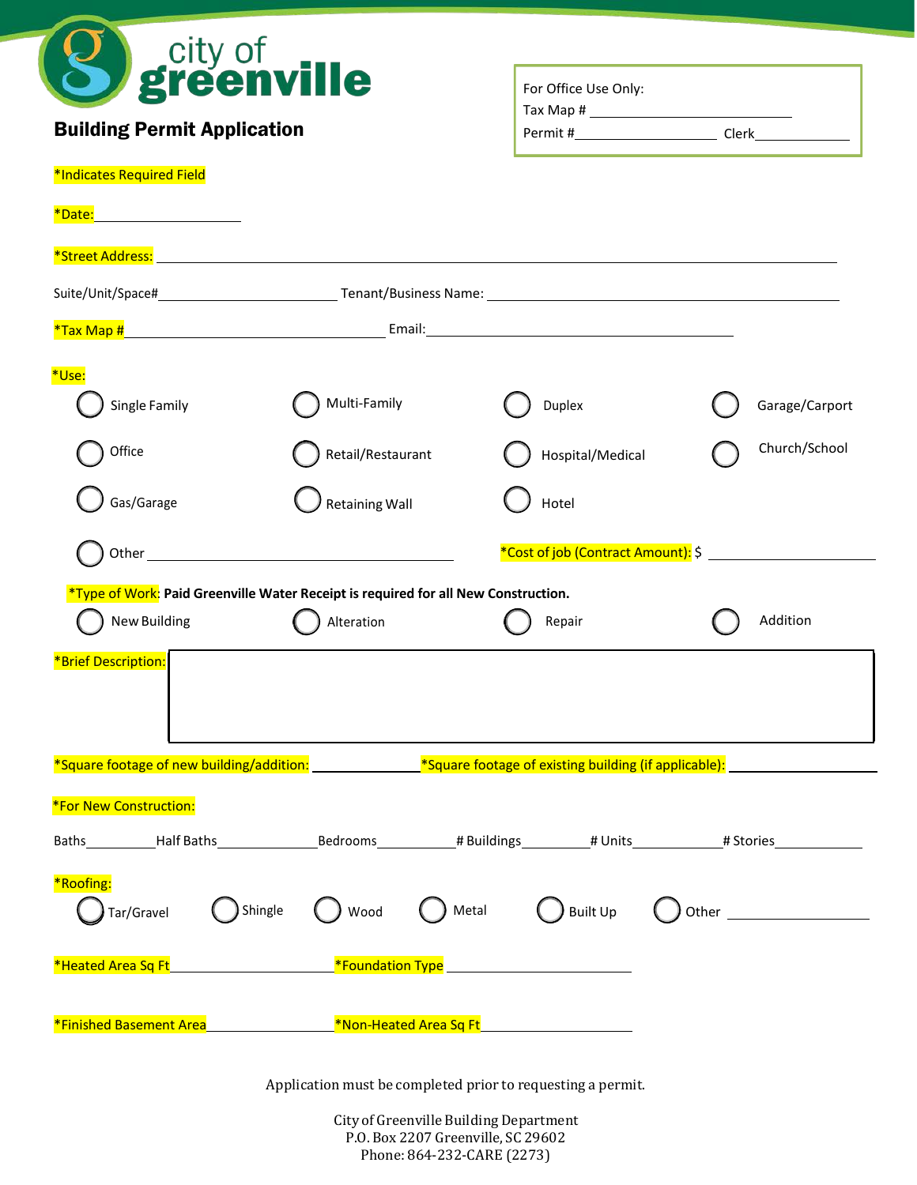city of greenville

# Building Permit Application

For Office Use Only:
Tax Map # ____________________
Permit # ____________________ Clerk ____________

*Indicates Required Field

*Date: ____________________

*Street Address: ____________________________________________

Suite/Unit/Space# ____________________ Tenant/Business Name: ____________________________________________

*Tax Map # ____________________ Email: ____________________

*Use:

- ◯ Single Family
- ◯ Multi-Family
- ◯ Duplex
- ◯ Garage/Carport
- ◯ Office
- ◯ Retail/Restaurant
- ◯ Hospital/Medical
- ◯ Church/School
- ◯ Gas/Garage
- ◯ Retaining Wall
- ◯ Hotel
- ◯ Other ____________________

*Cost of job (Contract Amount): $ ____________________

*Type of Work: **Paid Greenville Water Receipt is required for all New Construction.**

- ◯ New Building
- ◯ Alteration
- ◯ Repair
- ◯ Addition

*Brief Description:

*Square footage of new building/addition: ____________ *Square footage of existing building (if applicable): ____________

*For New Construction:

Baths ________ Half Baths ________ Bedrooms ________ # Buildings ________ # Units ________ # Stories ________

*Roofing:

- ◯ Tar/Gravel
- ◯ Shingle
- ◯ Wood
- ◯ Metal
- ◯ Built Up
- ◯ Other ____________________

*Heated Area Sq Ft ____________________ *Foundation Type ____________________

*Finished Basement Area ____________________ *Non-Heated Area Sq Ft ____________________

Application must be completed prior to requesting a permit.

City of Greenville Building Department
P.O. Box 2207 Greenville, SC 29602
Phone: 864-232-CARE (2273)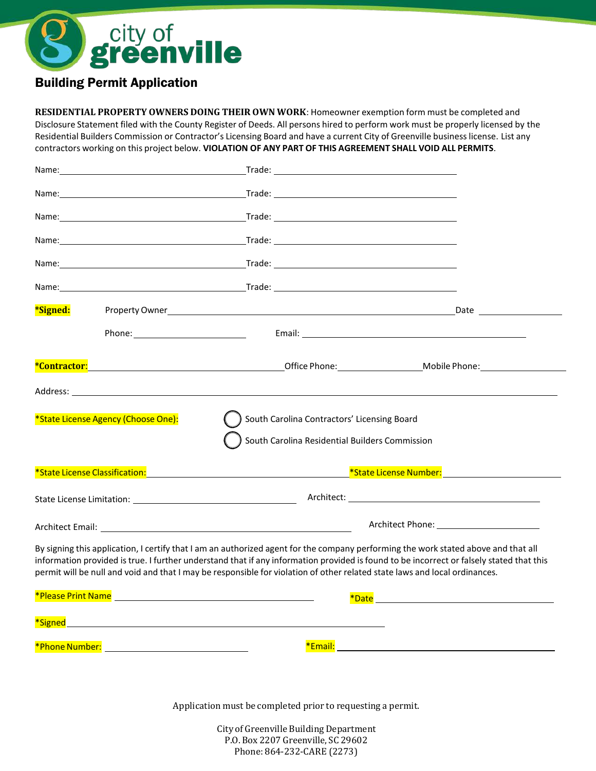city of greenville

# Building Permit Application

**RESIDENTIAL PROPERTY OWNERS DOING THEIR OWN WORK**: Homeowner exemption form must be completed and Disclosure Statement filed with the County Register of Deeds. All persons hired to perform work must be properly licensed by the Residential Builders Commission or Contractor's Licensing Board and have a current City of Greenville business license. List any contractors working on this project below. **VIOLATION OF ANY PART OF THIS AGREEMENT SHALL VOID ALL PERMITS**.

Name: ____________________ Trade: ____________________

Name: ____________________ Trade: ____________________

Name: ____________________ Trade: ____________________

Name: ____________________ Trade: ____________________

Name: ____________________ Trade: ____________________

Name: ____________________ Trade: ____________________

**\*Signed:** Property Owner ____________________ Date ____________

Phone: ____________ Email: ____________________

**\*Contractor**: ____________________ Office Phone: ____________ Mobile Phone: ____________

Address: ____________________

\*State License Agency (Choose One):

- ◯ South Carolina Contractors' Licensing Board
- ◯ South Carolina Residential Builders Commission

\*State License Classification: ____________________ \*State License Number: ____________

State License Limitation: ____________________ Architect: ____________________

Architect Email: ____________________ Architect Phone: ____________

By signing this application, I certify that I am an authorized agent for the company performing the work stated above and that all information provided is true. I further understand that if any information provided is found to be incorrect or falsely stated that this permit will be null and void and that I may be responsible for violation of other related state laws and local ordinances.

\*Please Print Name ____________________ \*Date ____________

\*Signed ____________________

\*Phone Number: ____________ \*Email: ____________________

Application must be completed prior to requesting a permit.

City of Greenville Building Department
P.O. Box 2207 Greenville, SC 29602
Phone: 864-232-CARE (2273)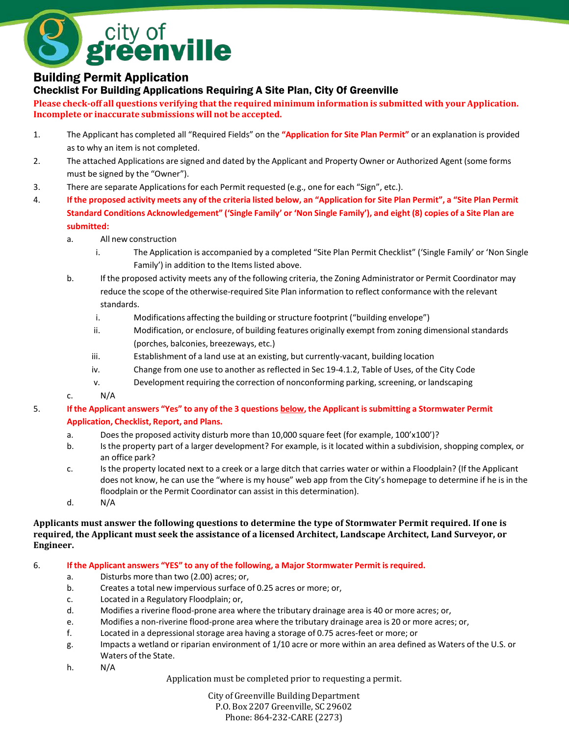city of greenville

# Building Permit Application

## Checklist For Building Applications Requiring A Site Plan, City Of Greenville

**Please check-off all questions verifying that the required minimum information is submitted with your Application. Incomplete or inaccurate submissions will not be accepted.**

1. The Applicant has completed all "Required Fields" on the **"Application for Site Plan Permit"** or an explanation is provided as to why an item is not completed.
2. The attached Applications are signed and dated by the Applicant and Property Owner or Authorized Agent (some forms must be signed by the "Owner").
3. There are separate Applications for each Permit requested (e.g., one for each "Sign", etc.).
4. **If the proposed activity meets any of the criteria listed below, an "Application for Site Plan Permit", a "Site Plan Permit Standard Conditions Acknowledgement" ('Single Family' or 'Non Single Family'), and eight (8) copies of a Site Plan are submitted:**
   a. All new construction
      i. The Application is accompanied by a completed "Site Plan Permit Checklist" ('Single Family' or 'Non Single Family') in addition to the Items listed above.
   b. If the proposed activity meets any of the following criteria, the Zoning Administrator or Permit Coordinator may reduce the scope of the otherwise-required Site Plan information to reflect conformance with the relevant standards.
      i. Modifications affecting the building or structure footprint ("building envelope")
      ii. Modification, or enclosure, of building features originally exempt from zoning dimensional standards (porches, balconies, breezeways, etc.)
      iii. Establishment of a land use at an existing, but currently-vacant, building location
      iv. Change from one use to another as reflected in Sec 19-4.1.2, Table of Uses, of the City Code
      v. Development requiring the correction of nonconforming parking, screening, or landscaping
   c. N/A
5. **If the Applicant answers "Yes" to any of the 3 questions <u>below</u>, the Applicant is submitting a Stormwater Permit Application, Checklist, Report, and Plans.**
   a. Does the proposed activity disturb more than 10,000 square feet (for example, 100'x100')?
   b. Is the property part of a larger development? For example, is it located within a subdivision, shopping complex, or an office park?
   c. Is the property located next to a creek or a large ditch that carries water or within a Floodplain? (If the Applicant does not know, he can use the "where is my house" web app from the City's homepage to determine if he is in the floodplain or the Permit Coordinator can assist in this determination).
   d. N/A

**Applicants must answer the following questions to determine the type of Stormwater Permit required. If one is required, the Applicant must seek the assistance of a licensed Architect, Landscape Architect, Land Surveyor, or Engineer.**

6. **If the Applicant answers "YES" to any of the following, a Major Stormwater Permit is required.**
   a. Disturbs more than two (2.00) acres; or,
   b. Creates a total new impervious surface of 0.25 acres or more; or,
   c. Located in a Regulatory Floodplain; or,
   d. Modifies a riverine flood-prone area where the tributary drainage area is 40 or more acres; or,
   e. Modifies a non-riverine flood-prone area where the tributary drainage area is 20 or more acres; or,
   f. Located in a depressional storage area having a storage of 0.75 acres-feet or more; or
   g. Impacts a wetland or riparian environment of 1/10 acre or more within an area defined as Waters of the U.S. or Waters of the State.
   h. N/A

Application must be completed prior to requesting a permit.

City of Greenville Building Department
P.O. Box 2207 Greenville, SC 29602
Phone: 864-232-CARE (2273)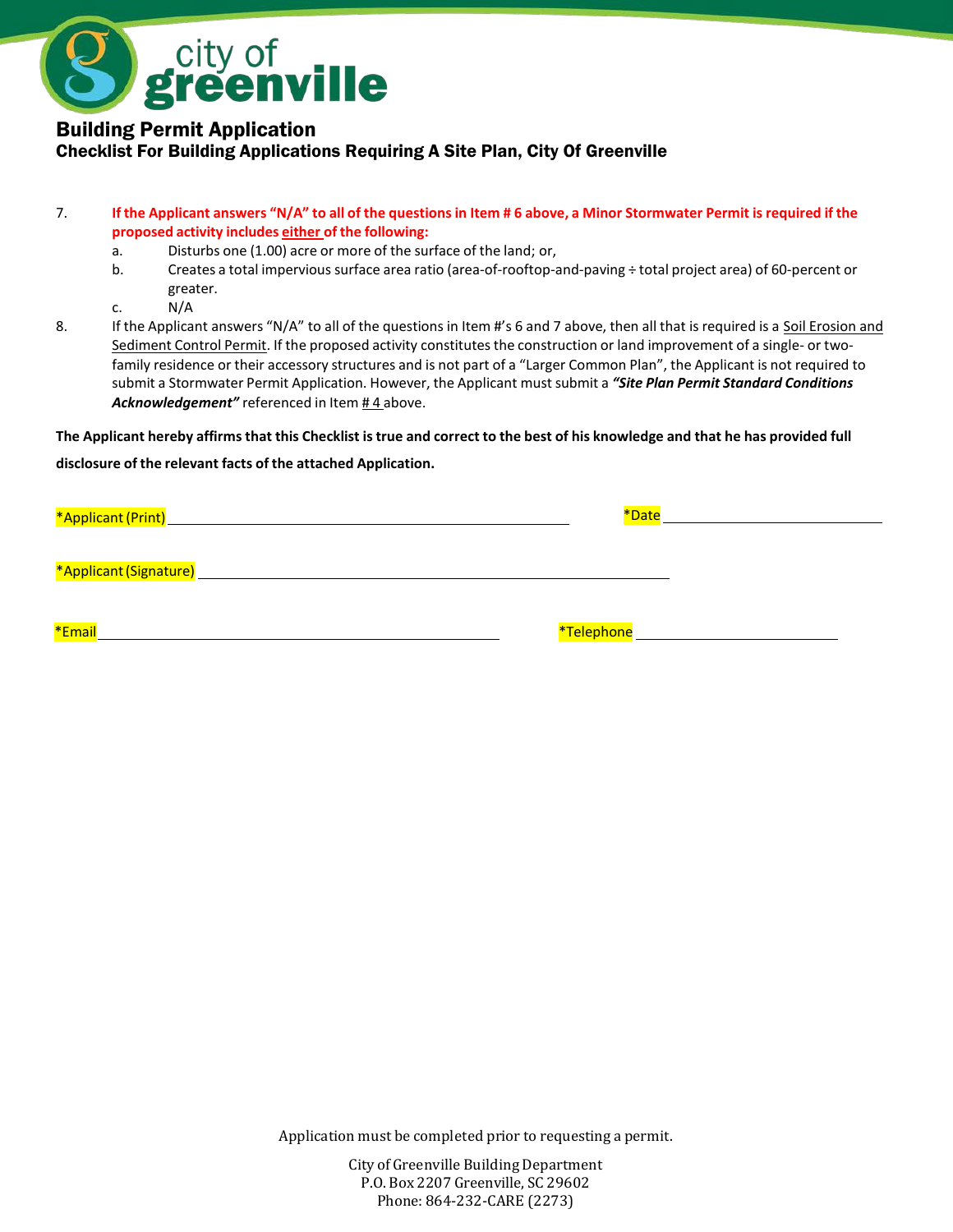# Building Permit Application

## Checklist For Building Applications Requiring A Site Plan, City Of Greenville

7. **If the Applicant answers "N/A" to all of the questions in Item # 6 above, a Minor Stormwater Permit is required if the proposed activity includes either of the following:**
   a. Disturbs one (1.00) acre or more of the surface of the land; or,
   b. Creates a total impervious surface area ratio (area-of-rooftop-and-paving ÷ total project area) of 60-percent or greater.
   c. N/A
8. If the Applicant answers "N/A" to all of the questions in Item #'s 6 and 7 above, then all that is required is a Soil Erosion and Sediment Control Permit. If the proposed activity constitutes the construction or land improvement of a single- or two-family residence or their accessory structures and is not part of a "Larger Common Plan", the Applicant is not required to submit a Stormwater Permit Application. However, the Applicant must submit a ***"Site Plan Permit Standard Conditions Acknowledgement"*** referenced in Item # 4 above.

**The Applicant hereby affirms that this Checklist is true and correct to the best of his knowledge and that he has provided full disclosure of the relevant facts of the attached Application.**

*Applicant (Print) ____________________________ *Date ____________________

*Applicant (Signature) ____________________________

*Email ____________________________ *Telephone ____________________

Application must be completed prior to requesting a permit.

City of Greenville Building Department
P.O. Box 2207 Greenville, SC 29602
Phone: 864-232-CARE (2273)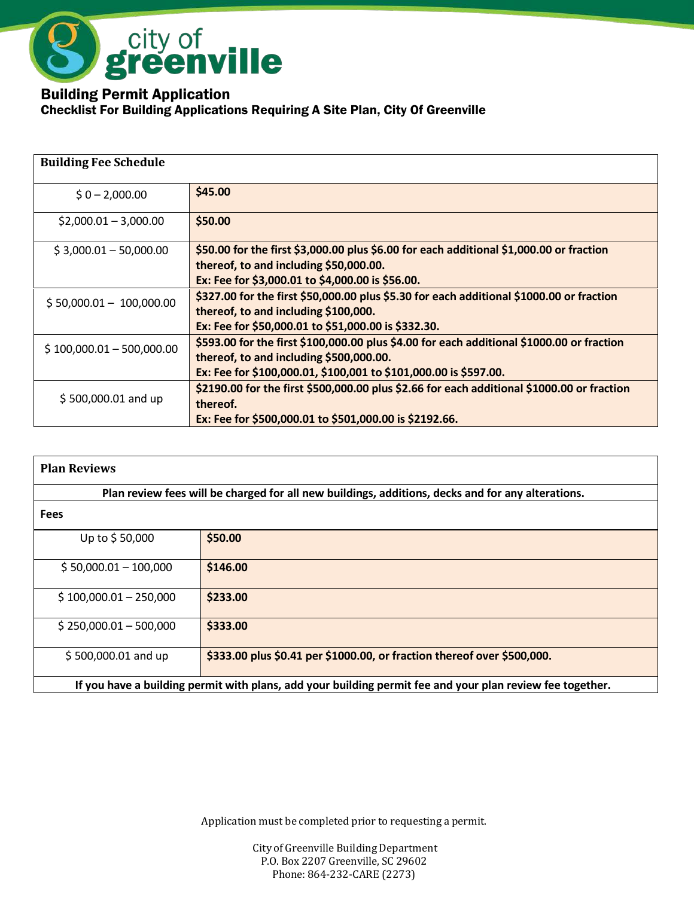city of greenville

# Building Permit Application

## Checklist For Building Applications Requiring A Site Plan, City Of Greenville

| Building Fee Schedule | |
|---|---|
| $ 0 – 2,000.00 | **$45.00** |
| $2,000.01 – 3,000.00 | **$50.00** |
| $ 3,000.01 – 50,000.00 | **$50.00 for the first $3,000.00 plus $6.00 for each additional $1,000.00 or fraction thereof, to and including $50,000.00.<br>Ex: Fee for $3,000.01 to $4,000.00 is $56.00.** |
| $ 50,000.01 – 100,000.00 | **$327.00 for the first $50,000.00 plus $5.30 for each additional $1000.00 or fraction thereof, to and including $100,000.<br>Ex: Fee for $50,000.01 to $51,000.00 is $332.30.** |
| $ 100,000.01 – 500,000.00 | **$593.00 for the first $100,000.00 plus $4.00 for each additional $1000.00 or fraction thereof, to and including $500,000.00.<br>Ex: Fee for $100,000.01, $100,001 to $101,000.00 is $597.00.** |
| $ 500,000.01 and up | **$2190.00 for the first $500,000.00 plus $2.66 for each additional $1000.00 or fraction thereof.<br>Ex: Fee for $500,000.01 to $501,000.00 is $2192.66.** |

**Plan Reviews**

**Plan review fees will be charged for all new buildings, additions, decks and for any alterations.**

| Fees | |
|---|---|
| Up to $ 50,000 | **$50.00** |
| $ 50,000.01 – 100,000 | **$146.00** |
| $ 100,000.01 – 250,000 | **$233.00** |
| $ 250,000.01 – 500,000 | **$333.00** |
| $ 500,000.01 and up | **$333.00 plus $0.41 per $1000.00, or fraction thereof over $500,000.** |

**If you have a building permit with plans, add your building permit fee and your plan review fee together.**

Application must be completed prior to requesting a permit.

City of Greenville Building Department
P.O. Box 2207 Greenville, SC 29602
Phone: 864-232-CARE (2273)